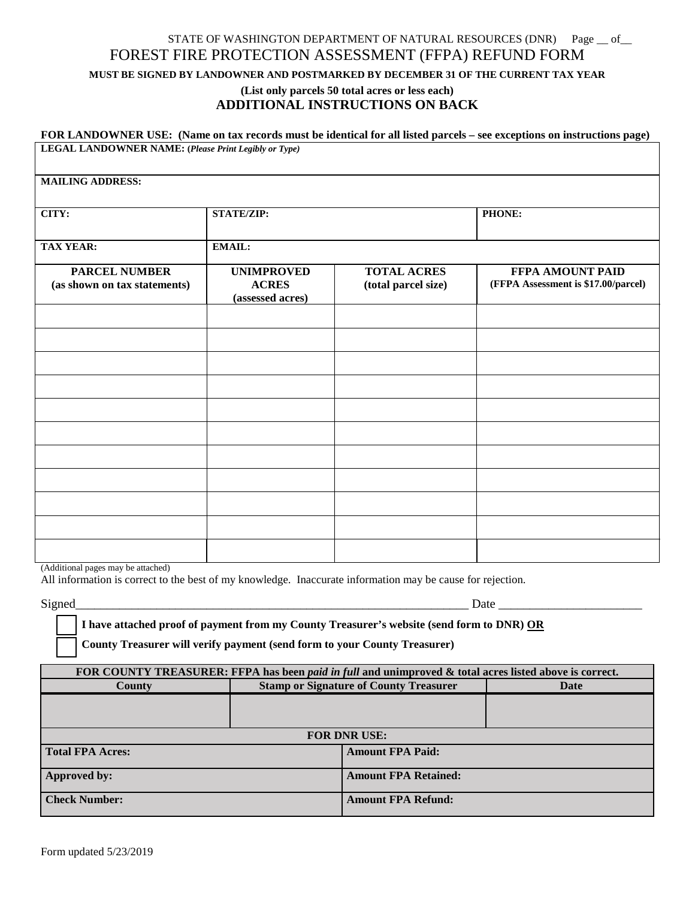STATE OF WASHINGTON DEPARTMENT OF NATURAL RESOURCES (DNR)

# FOREST FIRE PROTECTION ASSESSMENT (FFPA) REFUND FORM

**MUST BE SIGNED BY LANDOWNER AND POSTMARKED BY DECEMBER 31 OF THE CURRENT TAX YEAR**

**(List only parcels 50 total acres or less each)**

## ADDITIONAL INSTRUCTIONS ON BACK

**FOR LANDOWNER USE: (Name on tax records must be identical for all listed parcels – see exceptions on instructions page)**

| **LEGAL LANDOWNER NAME:** (*Please Print Legibly or Type*) | | | |
|---|---|---|---|
| **MAILING ADDRESS:** | | | |
| **CITY:** | **STATE/ZIP:** | | **PHONE:** |
| **TAX YEAR:** | **EMAIL:** | | |
| **PARCEL NUMBER (as shown on tax statements)** | **UNIMPROVED ACRES (assessed acres)** | **TOTAL ACRES (total parcel size)** | **FFPA AMOUNT PAID (FFPA Assessment is $17.00/parcel)** |
| | | | |
| | | | |
| | | | |
| | | | |
| | | | |
| | | | |
| | | | |
| | | | |
| | | | |
| | | | |
| | | | |

(Additional pages may be attached)

All information is correct to the best of my knowledge. Inaccurate information may be cause for rejection.

Signed_________________________________________________________________ Date _______________________

☐ **I have attached proof of payment from my County Treasurer's website (send form to DNR) OR**

☐ **County Treasurer will verify payment (send form to your County Treasurer)**

| **FOR COUNTY TREASURER: FFPA has been *paid in full* and unimproved & total acres listed above is correct.** | | |
|---|---|---|
| **County** | **Stamp or Signature of County Treasurer** | **Date** |
| | | |

| **FOR DNR USE:** | |
|---|---|
| **Total FPA Acres:** | **Amount FPA Paid:** |
| **Approved by:** | **Amount FPA Retained:** |
| **Check Number:** | **Amount FPA Refund:** |

Form updated 5/23/2019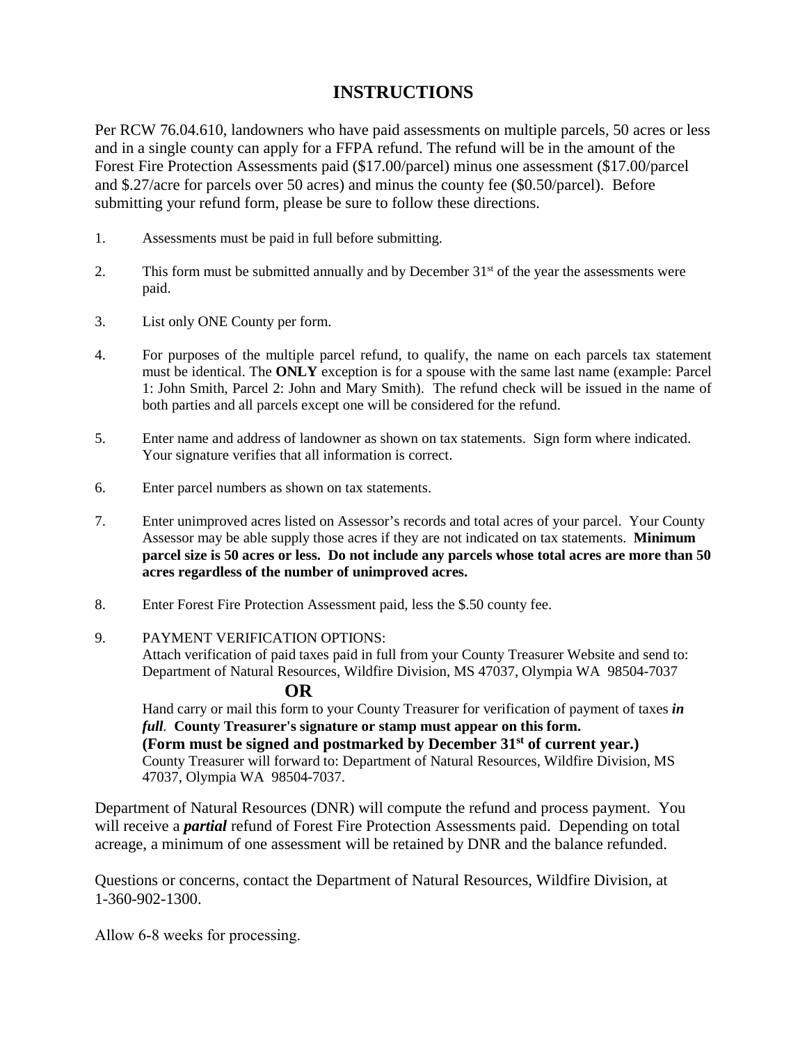# INSTRUCTIONS

Per RCW 76.04.610, landowners who have paid assessments on multiple parcels, 50 acres or less and in a single county can apply for a FFPA refund. The refund will be in the amount of the Forest Fire Protection Assessments paid ($17.00/parcel) minus one assessment ($17.00/parcel and $.27/acre for parcels over 50 acres) and minus the county fee ($0.50/parcel). Before submitting your refund form, please be sure to follow these directions.

1. Assessments must be paid in full before submitting.

2. This form must be submitted annually and by December 31st of the year the assessments were paid.

3. List only ONE County per form.

4. For purposes of the multiple parcel refund, to qualify, the name on each parcels tax statement must be identical. The **ONLY** exception is for a spouse with the same last name (example: Parcel 1: John Smith, Parcel 2: John and Mary Smith). The refund check will be issued in the name of both parties and all parcels except one will be considered for the refund.

5. Enter name and address of landowner as shown on tax statements. Sign form where indicated. Your signature verifies that all information is correct.

6. Enter parcel numbers as shown on tax statements.

7. Enter unimproved acres listed on Assessor's records and total acres of your parcel. Your County Assessor may be able supply those acres if they are not indicated on tax statements. **Minimum parcel size is 50 acres or less. Do not include any parcels whose total acres are more than 50 acres regardless of the number of unimproved acres.**

8. Enter Forest Fire Protection Assessment paid, less the $.50 county fee.

9. PAYMENT VERIFICATION OPTIONS:
   Attach verification of paid taxes paid in full from your County Treasurer Website and send to: Department of Natural Resources, Wildfire Division, MS 47037, Olympia WA 98504-7037

   **OR**

   Hand carry or mail this form to your County Treasurer for verification of payment of taxes ***in full***. **County Treasurer's signature or stamp must appear on this form.**
   **(Form must be signed and postmarked by December 31st of current year.)**
   County Treasurer will forward to: Department of Natural Resources, Wildfire Division, MS 47037, Olympia WA 98504-7037.

Department of Natural Resources (DNR) will compute the refund and process payment. You will receive a ***partial*** refund of Forest Fire Protection Assessments paid. Depending on total acreage, a minimum of one assessment will be retained by DNR and the balance refunded.

Questions or concerns, contact the Department of Natural Resources, Wildfire Division, at 1-360-902-1300.

Allow 6-8 weeks for processing.